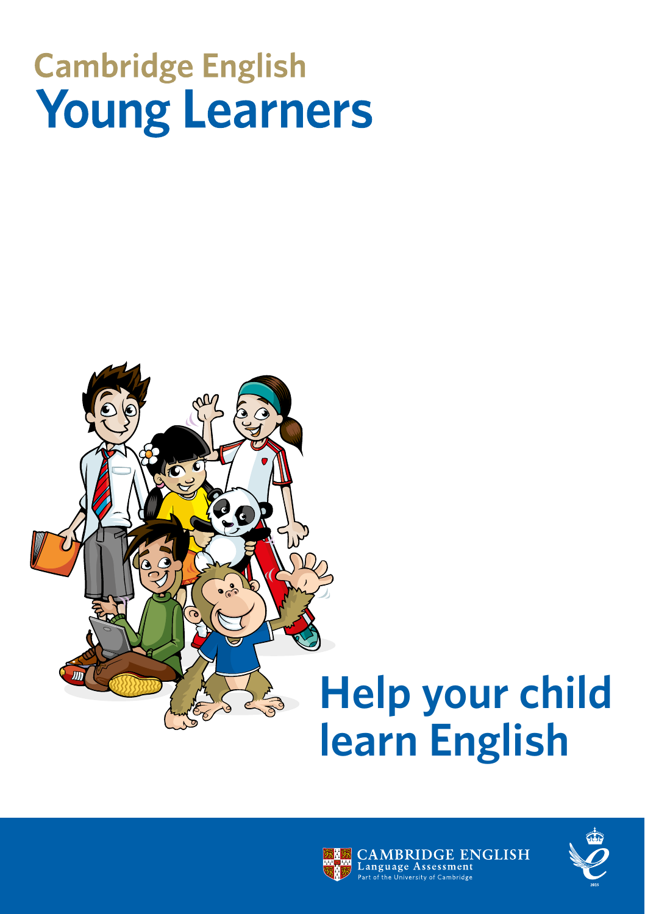# Cambridge English
# Young Learners

# Help your child learn English

CAMBRIDGE ENGLISH
Language Assessment
Part of the University of Cambridge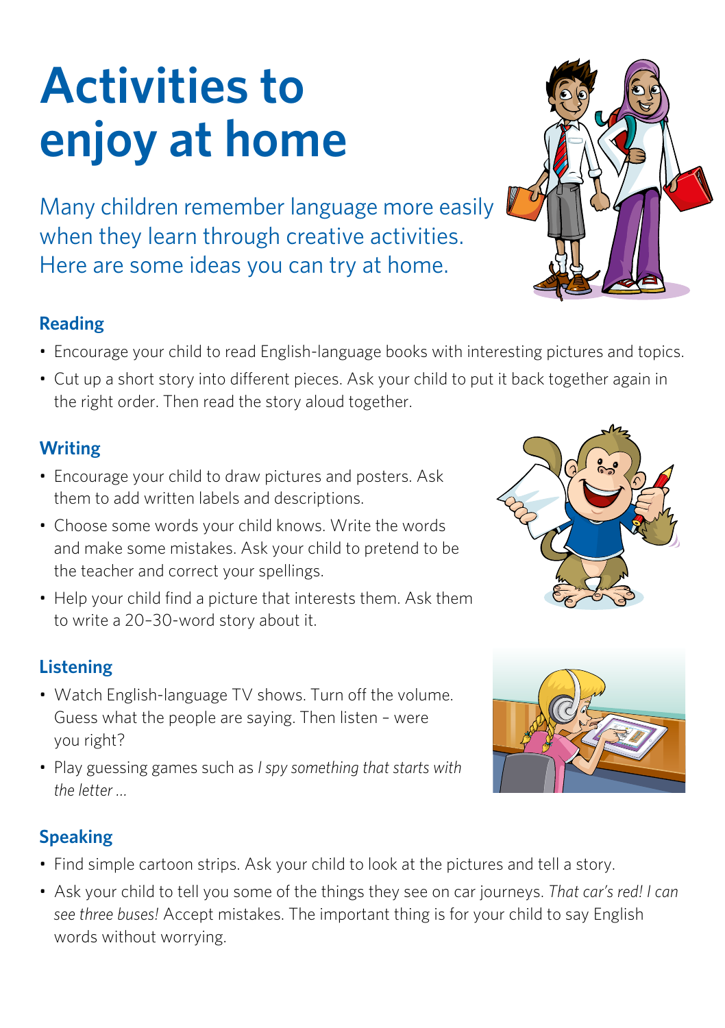# Activities to enjoy at home

Many children remember language more easily when they learn through creative activities. Here are some ideas you can try at home.

## Reading

- Encourage your child to read English-language books with interesting pictures and topics.
- Cut up a short story into different pieces. Ask your child to put it back together again in the right order. Then read the story aloud together.

## Writing

- Encourage your child to draw pictures and posters. Ask them to add written labels and descriptions.
- Choose some words your child knows. Write the words and make some mistakes. Ask your child to pretend to be the teacher and correct your spellings.
- Help your child find a picture that interests them. Ask them to write a 20–30-word story about it.

## Listening

- Watch English-language TV shows. Turn off the volume. Guess what the people are saying. Then listen – were you right?
- Play guessing games such as *I spy something that starts with the letter ...*

## Speaking

- Find simple cartoon strips. Ask your child to look at the pictures and tell a story.
- Ask your child to tell you some of the things they see on car journeys. *That car's red! I can see three buses!* Accept mistakes. The important thing is for your child to say English words without worrying.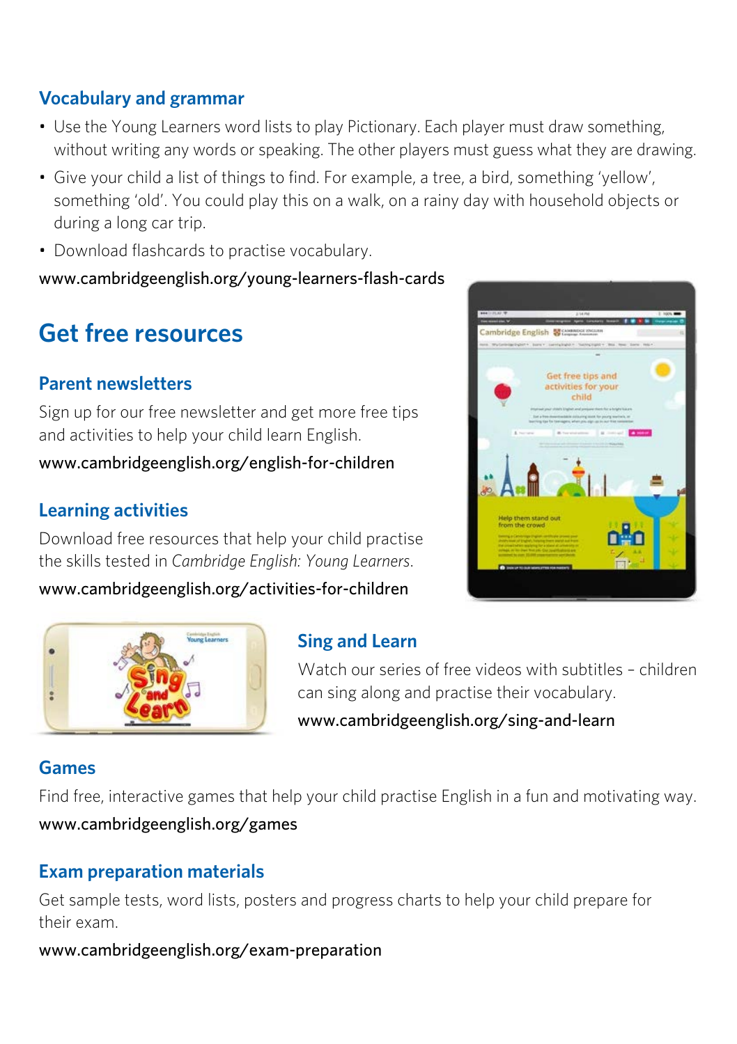### Vocabulary and grammar

- Use the Young Learners word lists to play Pictionary. Each player must draw something, without writing any words or speaking. The other players must guess what they are drawing.
- Give your child a list of things to find. For example, a tree, a bird, something 'yellow', something 'old'. You could play this on a walk, on a rainy day with household objects or during a long car trip.
- Download flashcards to practise vocabulary.

www.cambridgeenglish.org/young-learners-flash-cards

## Get free resources

### Parent newsletters

Sign up for our free newsletter and get more free tips and activities to help your child learn English.

www.cambridgeenglish.org/english-for-children

### Learning activities

Download free resources that help your child practise the skills tested in *Cambridge English: Young Learners*.

www.cambridgeenglish.org/activities-for-children

### Sing and Learn

Watch our series of free videos with subtitles – children can sing along and practise their vocabulary.

www.cambridgeenglish.org/sing-and-learn

### Games

Find free, interactive games that help your child practise English in a fun and motivating way.

www.cambridgeenglish.org/games

### Exam preparation materials

Get sample tests, word lists, posters and progress charts to help your child prepare for their exam.

www.cambridgeenglish.org/exam-preparation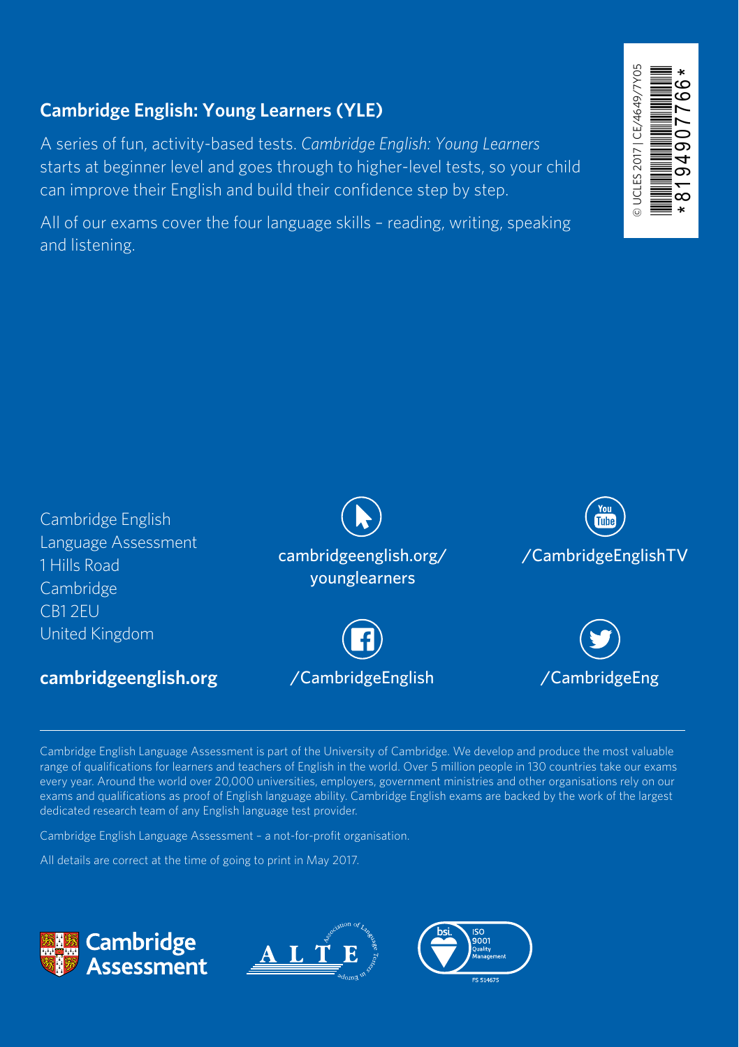## Cambridge English: Young Learners (YLE)

A series of fun, activity-based tests. *Cambridge English: Young Learners* starts at beginner level and goes through to higher-level tests, so your child can improve their English and build their confidence step by step.

All of our exams cover the four language skills – reading, writing, speaking and listening.

© UCLES 2017 | CE/4649/7Y05

*8194907766*

Cambridge English
Language Assessment
1 Hills Road
Cambridge
CB1 2EU
United Kingdom

**cambridgeenglish.org**

cambridgeenglish.org/younglearners

/CambridgeEnglishTV

/CambridgeEnglish

/CambridgeEng

Cambridge English Language Assessment is part of the University of Cambridge. We develop and produce the most valuable range of qualifications for learners and teachers of English in the world. Over 5 million people in 130 countries take our exams every year. Around the world over 20,000 universities, employers, government ministries and other organisations rely on our exams and qualifications as proof of English language ability. Cambridge English exams are backed by the work of the largest dedicated research team of any English language test provider.

Cambridge English Language Assessment – a not-for-profit organisation.

All details are correct at the time of going to print in May 2017.

Cambridge Assessment

ALTE

bsi. ISO 9001 Quality Management FS 514675